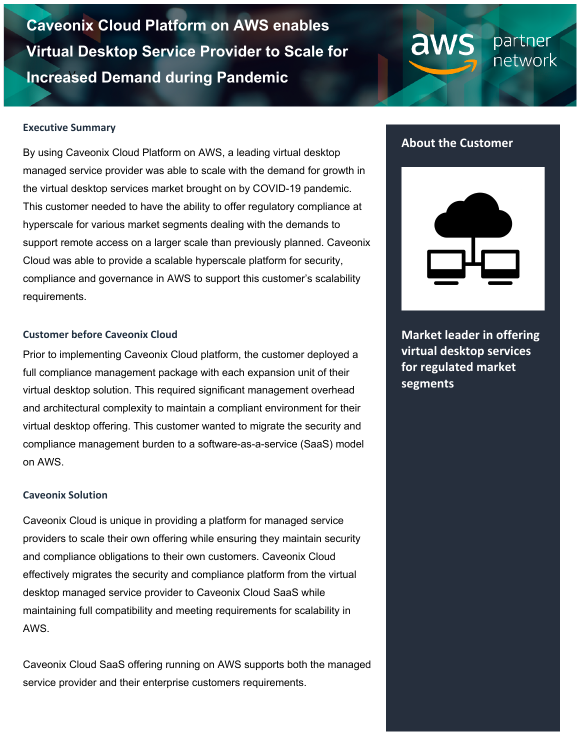# Caveonix Cloud Platform on AWS enables Virtual Desktop Service Provider to Scale for Increased Demand during Pandemic

aws partner network

## Executive Summary

By using Caveonix Cloud Platform on AWS, a leading virtual desktop managed service provider was able to scale with the demand for growth in the virtual desktop services market brought on by COVID-19 pandemic. This customer needed to have the ability to offer regulatory compliance at hyperscale for various market segments dealing with the demands to support remote access on a larger scale than previously planned. Caveonix Cloud was able to provide a scalable hyperscale platform for security, compliance and governance in AWS to support this customer's scalability requirements.

## Customer before Caveonix Cloud

Prior to implementing Caveonix Cloud platform, the customer deployed a full compliance management package with each expansion unit of their virtual desktop solution. This required significant management overhead and architectural complexity to maintain a compliant environment for their virtual desktop offering. This customer wanted to migrate the security and compliance management burden to a software-as-a-service (SaaS) model on AWS.

## Caveonix Solution

Caveonix Cloud is unique in providing a platform for managed service providers to scale their own offering while ensuring they maintain security and compliance obligations to their own customers. Caveonix Cloud effectively migrates the security and compliance platform from the virtual desktop managed service provider to Caveonix Cloud SaaS while maintaining full compatibility and meeting requirements for scalability in AWS.

Caveonix Cloud SaaS offering running on AWS supports both the managed service provider and their enterprise customers requirements.

## About the Customer

**Market leader in offering virtual desktop services for regulated market segments**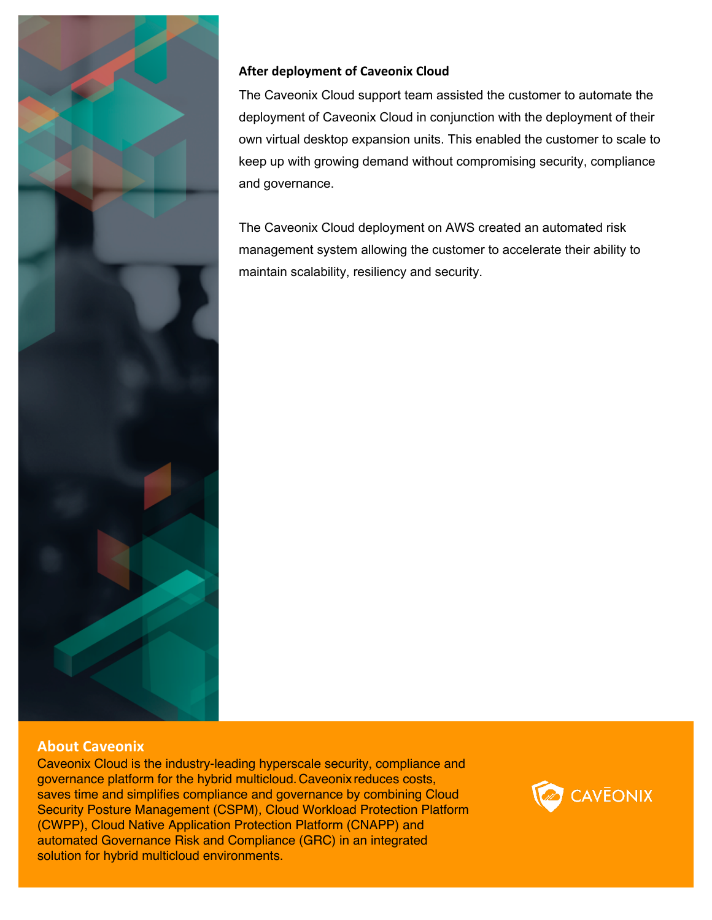### After deployment of Caveonix Cloud

The Caveonix Cloud support team assisted the customer to automate the deployment of Caveonix Cloud in conjunction with the deployment of their own virtual desktop expansion units. This enabled the customer to scale to keep up with growing demand without compromising security, compliance and governance.

The Caveonix Cloud deployment on AWS created an automated risk management system allowing the customer to accelerate their ability to maintain scalability, resiliency and security.

### About Caveonix

Caveonix Cloud is the industry-leading hyperscale security, compliance and governance platform for the hybrid multicloud. Caveonix reduces costs, saves time and simplifies compliance and governance by combining Cloud Security Posture Management (CSPM), Cloud Workload Protection Platform (CWPP), Cloud Native Application Protection Platform (CNAPP) and automated Governance Risk and Compliance (GRC) in an integrated solution for hybrid multicloud environments.

CAVĒONIX